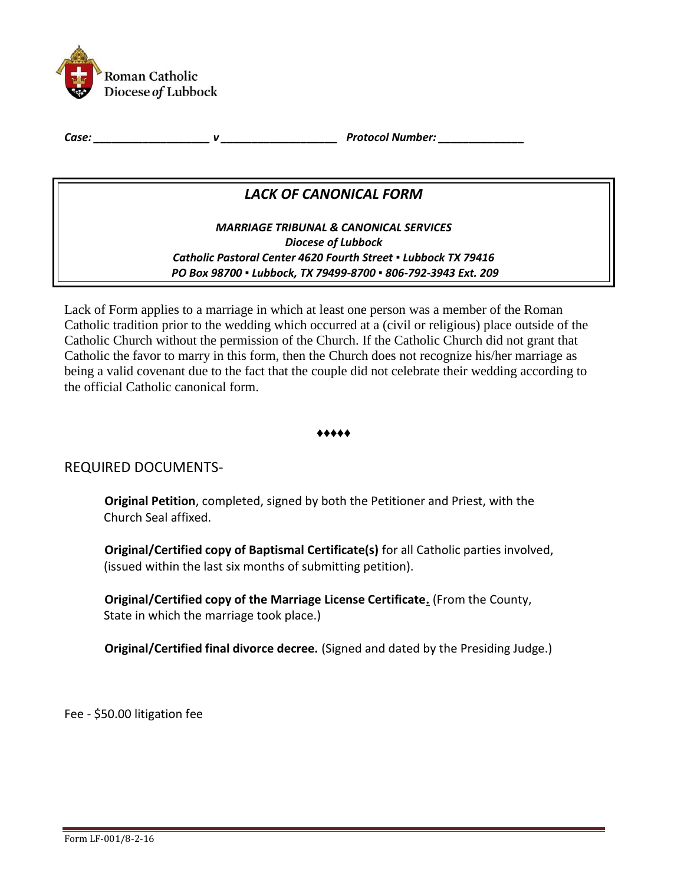Roman Catholic
Diocese *of* Lubbock

***Case:* \_\_\_\_\_\_\_\_\_\_\_\_\_\_\_\_\_\_\_\_ *v* \_\_\_\_\_\_\_\_\_\_\_\_\_\_\_\_\_\_\_\_ *Protocol Number:* \_\_\_\_\_\_\_\_\_\_\_\_\_\_\_**

# *LACK OF CANONICAL FORM*

***MARRIAGE TRIBUNAL & CANONICAL SERVICES***
***Diocese of Lubbock***
***Catholic Pastoral Center 4620 Fourth Street ▪ Lubbock TX 79416***
***PO Box 98700 ▪ Lubbock, TX 79499-8700 ▪ 806-792-3943 Ext. 209***

Lack of Form applies to a marriage in which at least one person was a member of the Roman Catholic tradition prior to the wedding which occurred at a (civil or religious) place outside of the Catholic Church without the permission of the Church. If the Catholic Church did not grant that Catholic the favor to marry in this form, then the Church does not recognize his/her marriage as being a valid covenant due to the fact that the couple did not celebrate their wedding according to the official Catholic canonical form.

♦♦♦♦♦

## REQUIRED DOCUMENTS-

**Original Petition**, completed, signed by both the Petitioner and Priest, with the Church Seal affixed.

**Original/Certified copy of Baptismal Certificate(s)** for all Catholic parties involved, (issued within the last six months of submitting petition).

**Original/Certified copy of the Marriage License Certificate.** (From the County, State in which the marriage took place.)

**Original/Certified final divorce decree.** (Signed and dated by the Presiding Judge.)

Fee - $50.00 litigation fee

Form LF-001/8-2-16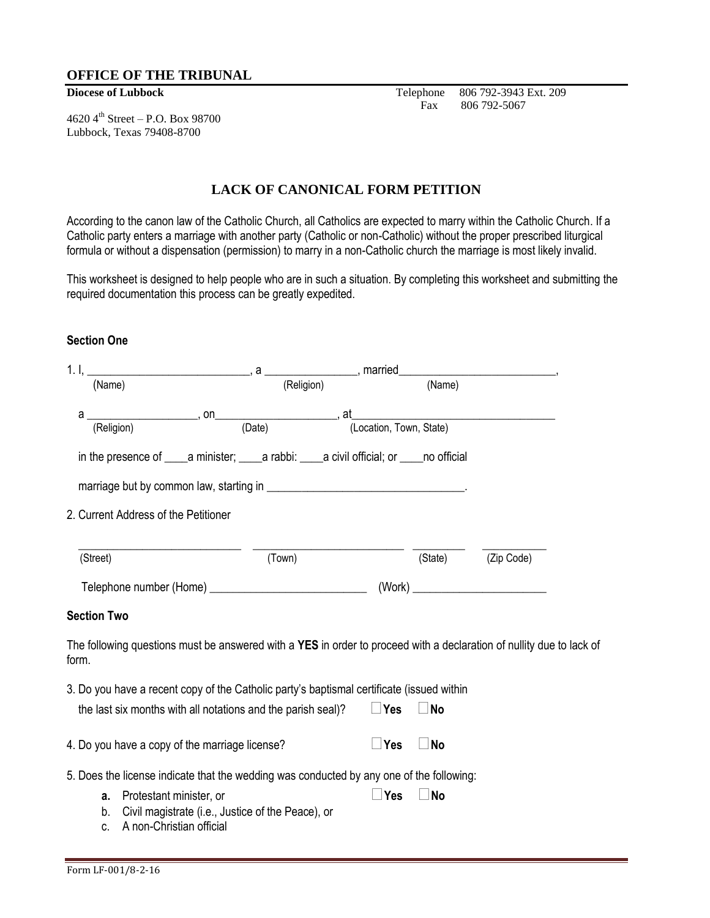## OFFICE OF THE TRIBUNAL

**Diocese of Lubbock**

Telephone 806 792-3943 Ext. 209
Fax 806 792-5067

4620 4th Street – P.O. Box 98700
Lubbock, Texas 79408-8700

# LACK OF CANONICAL FORM PETITION

According to the canon law of the Catholic Church, all Catholics are expected to marry within the Catholic Church. If a Catholic party enters a marriage with another party (Catholic or non-Catholic) without the proper prescribed liturgical formula or without a dispensation (permission) to marry in a non-Catholic church the marriage is most likely invalid.

This worksheet is designed to help people who are in such a situation. By completing this worksheet and submitting the required documentation this process can be greatly expedited.

### Section One

1. I, ___________________________ (Name), a _______________ (Religion), married__________________________ (Name),

   a __________________ (Religion), on____________________ (Date), at_________________________________ (Location, Town, State)

   in the presence of ____a minister; ____a rabbi: ____a civil official; or ____no official

   marriage but by common law, starting in _________________________________.

2. Current Address of the Petitioner

   ____________________________ (Street) _________________________ (Town) _________ (State) ___________ (Zip Code)

   Telephone number (Home) __________________________ (Work) ______________________

### Section Two

The following questions must be answered with a **YES** in order to proceed with a declaration of nullity due to lack of form.

3. Do you have a recent copy of the Catholic party's baptismal certificate (issued within the last six months with all notations and the parish seal)? ☐ **Yes** ☐ **No**

4. Do you have a copy of the marriage license? ☐ **Yes** ☐ **No**

5. Does the license indicate that the wedding was conducted by any one of the following:
   - **a.** Protestant minister, or ☐ **Yes** ☐ **No**
   - b. Civil magistrate (i.e., Justice of the Peace), or
   - c. A non-Christian official

Form LF-001/8-2-16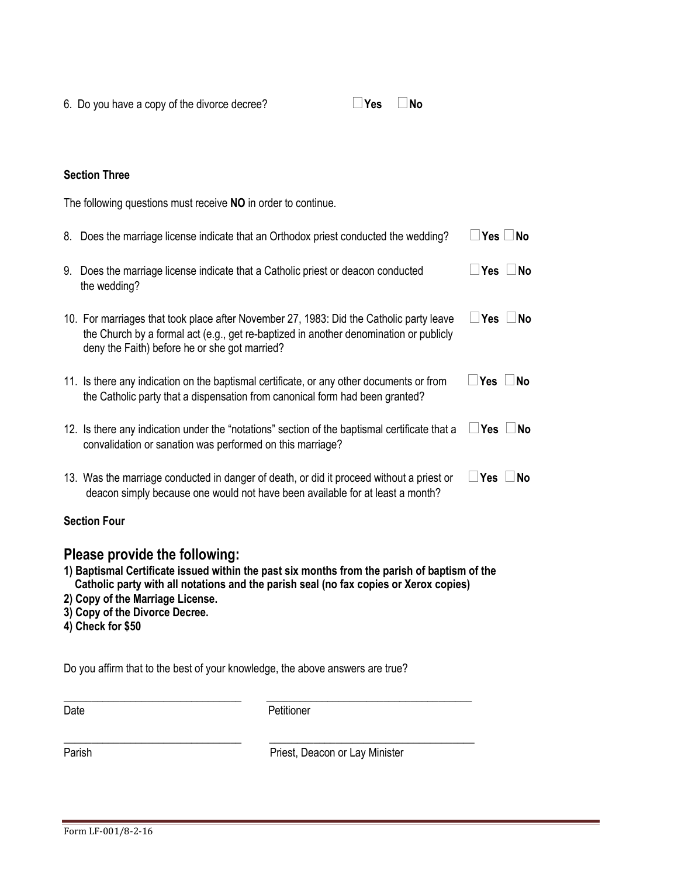6. Do you have a copy of the divorce decree? ☐ **Yes** ☐ **No**

**Section Three**

The following questions must receive **NO** in order to continue.

8. Does the marriage license indicate that an Orthodox priest conducted the wedding? ☐ **Yes** ☐ **No**

9. Does the marriage license indicate that a Catholic priest or deacon conducted the wedding? ☐ **Yes** ☐ **No**

10. For marriages that took place after November 27, 1983: Did the Catholic party leave the Church by a formal act (e.g., get re-baptized in another denomination or publicly deny the Faith) before he or she got married? ☐ **Yes** ☐ **No**

11. Is there any indication on the baptismal certificate, or any other documents or from the Catholic party that a dispensation from canonical form had been granted? ☐ **Yes** ☐ **No**

12. Is there any indication under the "notations" section of the baptismal certificate that a convalidation or sanation was performed on this marriage? ☐ **Yes** ☐ **No**

13. Was the marriage conducted in danger of death, or did it proceed without a priest or deacon simply because one would not have been available for at least a month? ☐ **Yes** ☐ **No**

**Section Four**

## Please provide the following:

**1) Baptismal Certificate issued within the past six months from the parish of baptism of the Catholic party with all notations and the parish seal (no fax copies or Xerox copies)**
**2) Copy of the Marriage License.**
**3) Copy of the Divorce Decree.**
**4) Check for $50**

Do you affirm that to the best of your knowledge, the above answers are true?

______________________________ ______________________________
Date Petitioner

______________________________ ______________________________
Parish Priest, Deacon or Lay Minister

Form LF-001/8-2-16